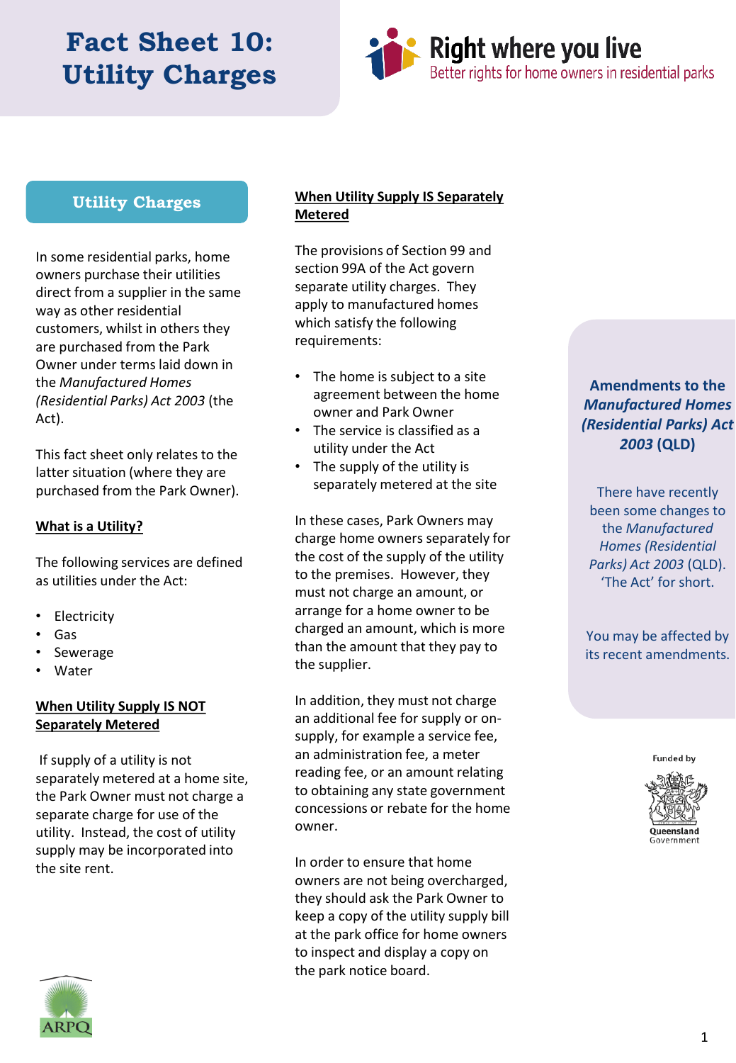# Fact Sheet 10: Utility Charges

Right where you live
Better rights for home owners in residential parks

## Utility Charges

In some residential parks, home owners purchase their utilities direct from a supplier in the same way as other residential customers, whilst in others they are purchased from the Park Owner under terms laid down in the *Manufactured Homes (Residential Parks) Act 2003* (the Act).

This fact sheet only relates to the latter situation (where they are purchased from the Park Owner).

### What is a Utility?

The following services are defined as utilities under the Act:

- Electricity
- Gas
- Sewerage
- Water

### When Utility Supply IS NOT Separately Metered

If supply of a utility is not separately metered at a home site, the Park Owner must not charge a separate charge for use of the utility. Instead, the cost of utility supply may be incorporated into the site rent.

### When Utility Supply IS Separately Metered

The provisions of Section 99 and section 99A of the Act govern separate utility charges. They apply to manufactured homes which satisfy the following requirements:

- The home is subject to a site agreement between the home owner and Park Owner
- The service is classified as a utility under the Act
- The supply of the utility is separately metered at the site

In these cases, Park Owners may charge home owners separately for the cost of the supply of the utility to the premises. However, they must not charge an amount, or arrange for a home owner to be charged an amount, which is more than the amount that they pay to the supplier.

In addition, they must not charge an additional fee for supply or on-supply, for example a service fee, an administration fee, a meter reading fee, or an amount relating to obtaining any state government concessions or rebate for the home owner.

In order to ensure that home owners are not being overcharged, they should ask the Park Owner to keep a copy of the utility supply bill at the park office for home owners to inspect and display a copy on the park notice board.

**Amendments to the *Manufactured Homes (Residential Parks) Act 2003* (QLD)**

There have recently been some changes to the *Manufactured Homes (Residential Parks) Act 2003* (QLD). 'The Act' for short.

You may be affected by its recent amendments.

Funded by Queensland Government

ARPQ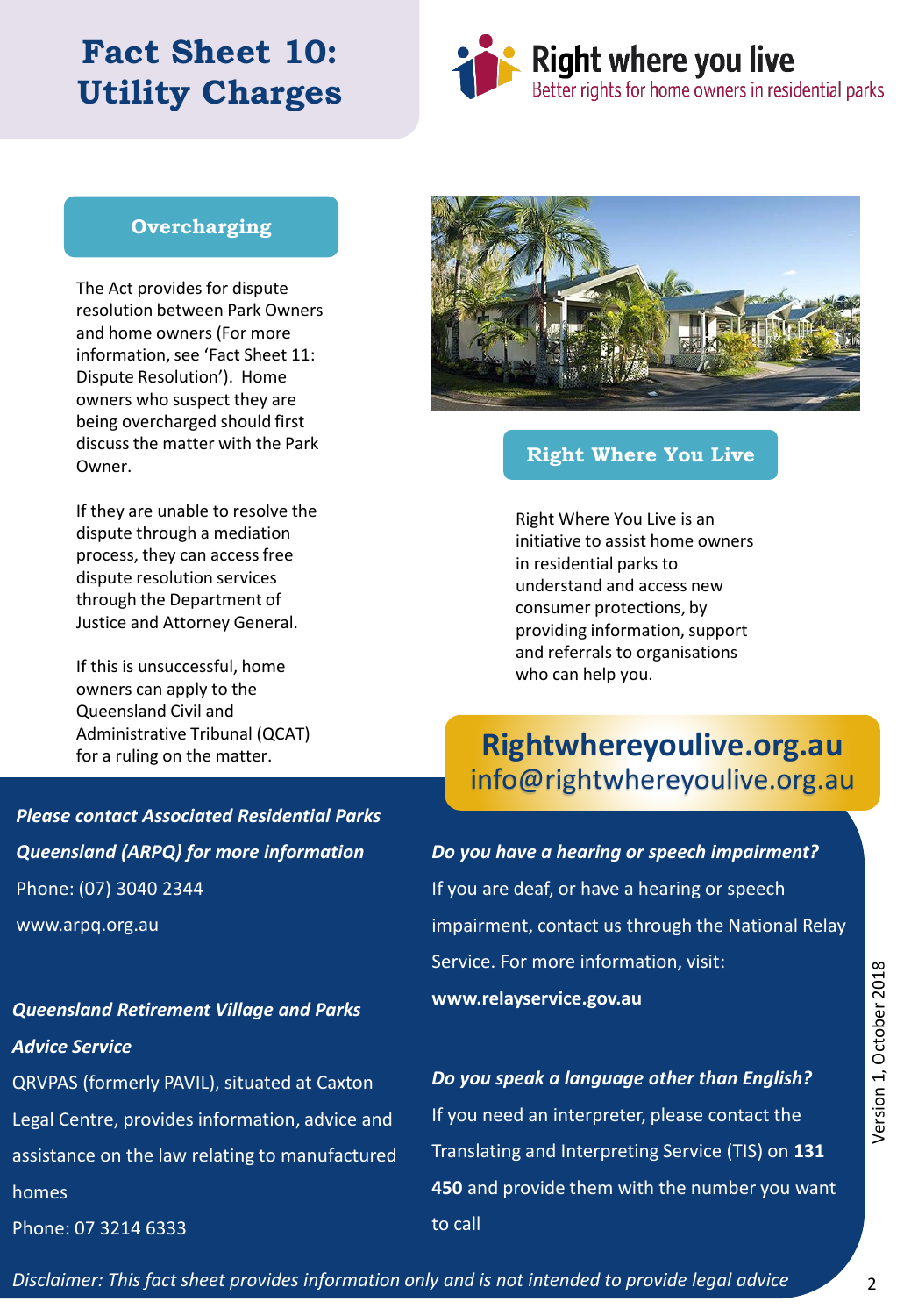# Fact Sheet 10: Utility Charges

Right where you live
Better rights for home owners in residential parks

## Overcharging

The Act provides for dispute resolution between Park Owners and home owners (For more information, see 'Fact Sheet 11: Dispute Resolution'). Home owners who suspect they are being overcharged should first discuss the matter with the Park Owner.

If they are unable to resolve the dispute through a mediation process, they can access free dispute resolution services through the Department of Justice and Attorney General.

If this is unsuccessful, home owners can apply to the Queensland Civil and Administrative Tribunal (QCAT) for a ruling on the matter.

## Right Where You Live

Right Where You Live is an initiative to assist home owners in residential parks to understand and access new consumer protections, by providing information, support and referrals to organisations who can help you.

**Rightwhereyoulive.org.au**
info@rightwhereyoulive.org.au

***Please contact Associated Residential Parks Queensland (ARPQ) for more information***

Phone: (07) 3040 2344

www.arpq.org.au

***Queensland Retirement Village and Parks Advice Service***

QRVPAS (formerly PAVIL), situated at Caxton Legal Centre, provides information, advice and assistance on the law relating to manufactured homes

Phone: 07 3214 6333

***Do you have a hearing or speech impairment?***

If you are deaf, or have a hearing or speech impairment, contact us through the National Relay Service. For more information, visit: **www.relayservice.gov.au**

***Do you speak a language other than English?***

If you need an interpreter, please contact the Translating and Interpreting Service (TIS) on **131 450** and provide them with the number you want to call

Version 1, October 2018

*Disclaimer: This fact sheet provides information only and is not intended to provide legal advice*